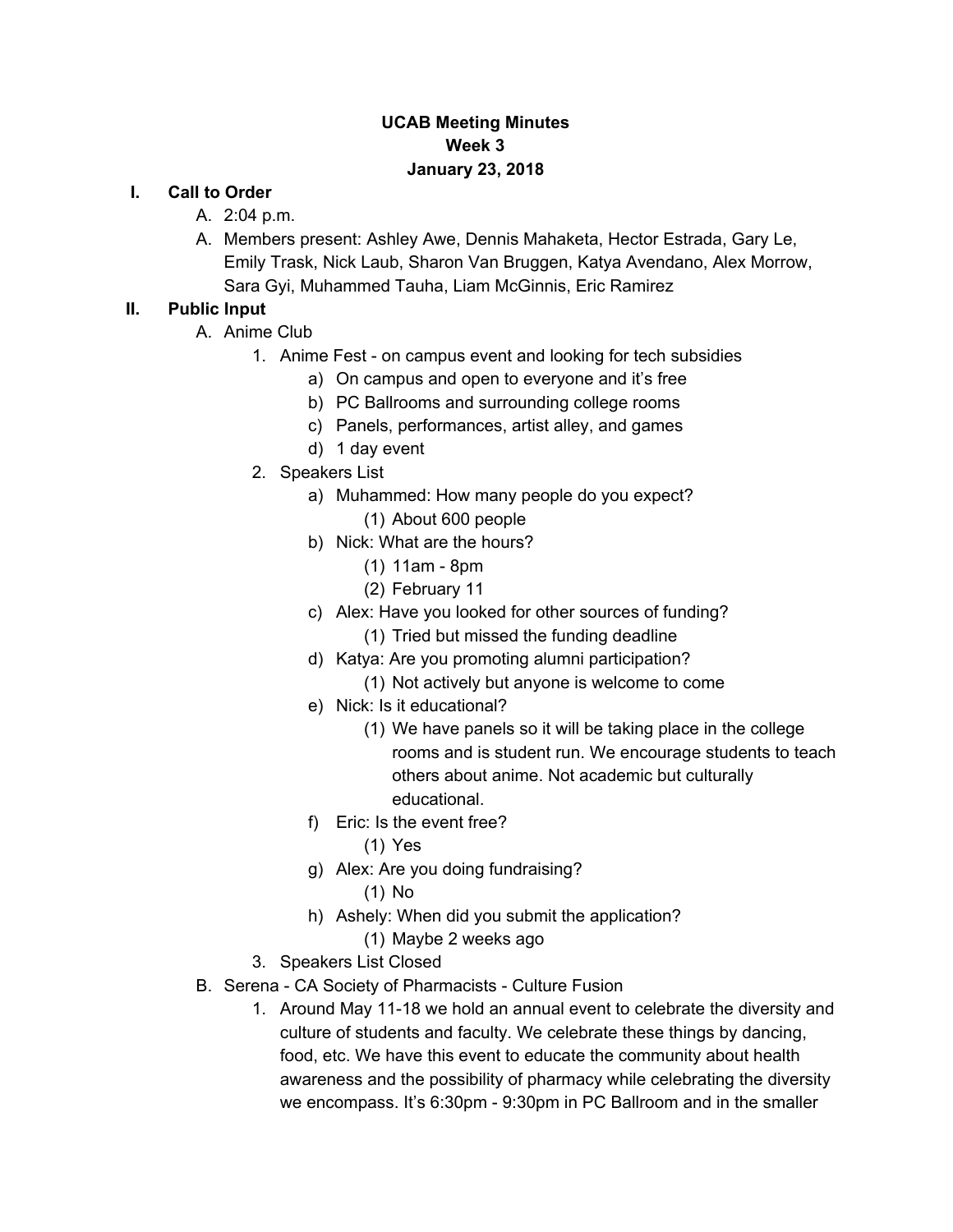# UCAB Meeting Minutes
## Week 3
## January 23, 2018

**I. Call to Order**

A. 2:04 p.m.

A. Members present: Ashley Awe, Dennis Mahaketa, Hector Estrada, Gary Le, Emily Trask, Nick Laub, Sharon Van Bruggen, Katya Avendano, Alex Morrow, Sara Gyi, Muhammed Tauha, Liam McGinnis, Eric Ramirez

**II. Public Input**

A. Anime Club

1. Anime Fest - on campus event and looking for tech subsidies
    a) On campus and open to everyone and it's free
    b) PC Ballrooms and surrounding college rooms
    c) Panels, performances, artist alley, and games
    d) 1 day event
2. Speakers List
    a) Muhammed: How many people do you expect?
        (1) About 600 people
    b) Nick: What are the hours?
        (1) 11am - 8pm
        (2) February 11
    c) Alex: Have you looked for other sources of funding?
        (1) Tried but missed the funding deadline
    d) Katya: Are you promoting alumni participation?
        (1) Not actively but anyone is welcome to come
    e) Nick: Is it educational?
        (1) We have panels so it will be taking place in the college rooms and is student run. We encourage students to teach others about anime. Not academic but culturally educational.
    f) Eric: Is the event free?
        (1) Yes
    g) Alex: Are you doing fundraising?
        (1) No
    h) Ashely: When did you submit the application?
        (1) Maybe 2 weeks ago
3. Speakers List Closed

B. Serena - CA Society of Pharmacists - Culture Fusion

1. Around May 11-18 we hold an annual event to celebrate the diversity and culture of students and faculty. We celebrate these things by dancing, food, etc. We have this event to educate the community about health awareness and the possibility of pharmacy while celebrating the diversity we encompass. It's 6:30pm - 9:30pm in PC Ballroom and in the smaller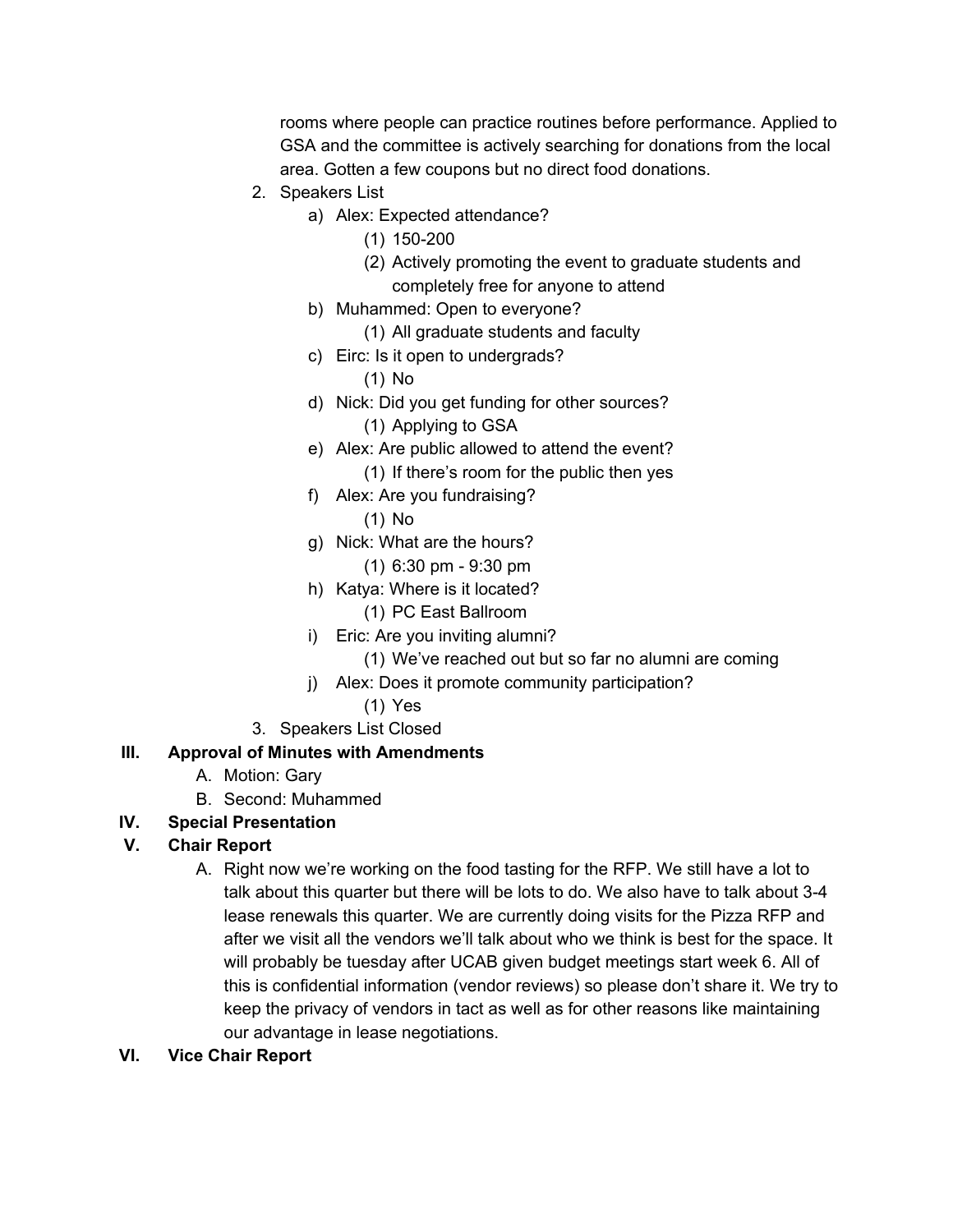rooms where people can practice routines before performance. Applied to GSA and the committee is actively searching for donations from the local area. Gotten a few coupons but no direct food donations.

2. Speakers List
   a) Alex: Expected attendance?
      (1) 150-200
      (2) Actively promoting the event to graduate students and completely free for anyone to attend
   b) Muhammed: Open to everyone?
      (1) All graduate students and faculty
   c) Eirc: Is it open to undergrads?
      (1) No
   d) Nick: Did you get funding for other sources?
      (1) Applying to GSA
   e) Alex: Are public allowed to attend the event?
      (1) If there's room for the public then yes
   f) Alex: Are you fundraising?
      (1) No
   g) Nick: What are the hours?
      (1) 6:30 pm - 9:30 pm
   h) Katya: Where is it located?
      (1) PC East Ballroom
   i) Eric: Are you inviting alumni?
      (1) We've reached out but so far no alumni are coming
   j) Alex: Does it promote community participation?
      (1) Yes
3. Speakers List Closed

## III. Approval of Minutes with Amendments

A. Motion: Gary

B. Second: Muhammed

## IV. Special Presentation

## V. Chair Report

A. Right now we're working on the food tasting for the RFP. We still have a lot to talk about this quarter but there will be lots to do. We also have to talk about 3-4 lease renewals this quarter. We are currently doing visits for the Pizza RFP and after we visit all the vendors we'll talk about who we think is best for the space. It will probably be tuesday after UCAB given budget meetings start week 6. All of this is confidential information (vendor reviews) so please don't share it. We try to keep the privacy of vendors in tact as well as for other reasons like maintaining our advantage in lease negotiations.

## VI. Vice Chair Report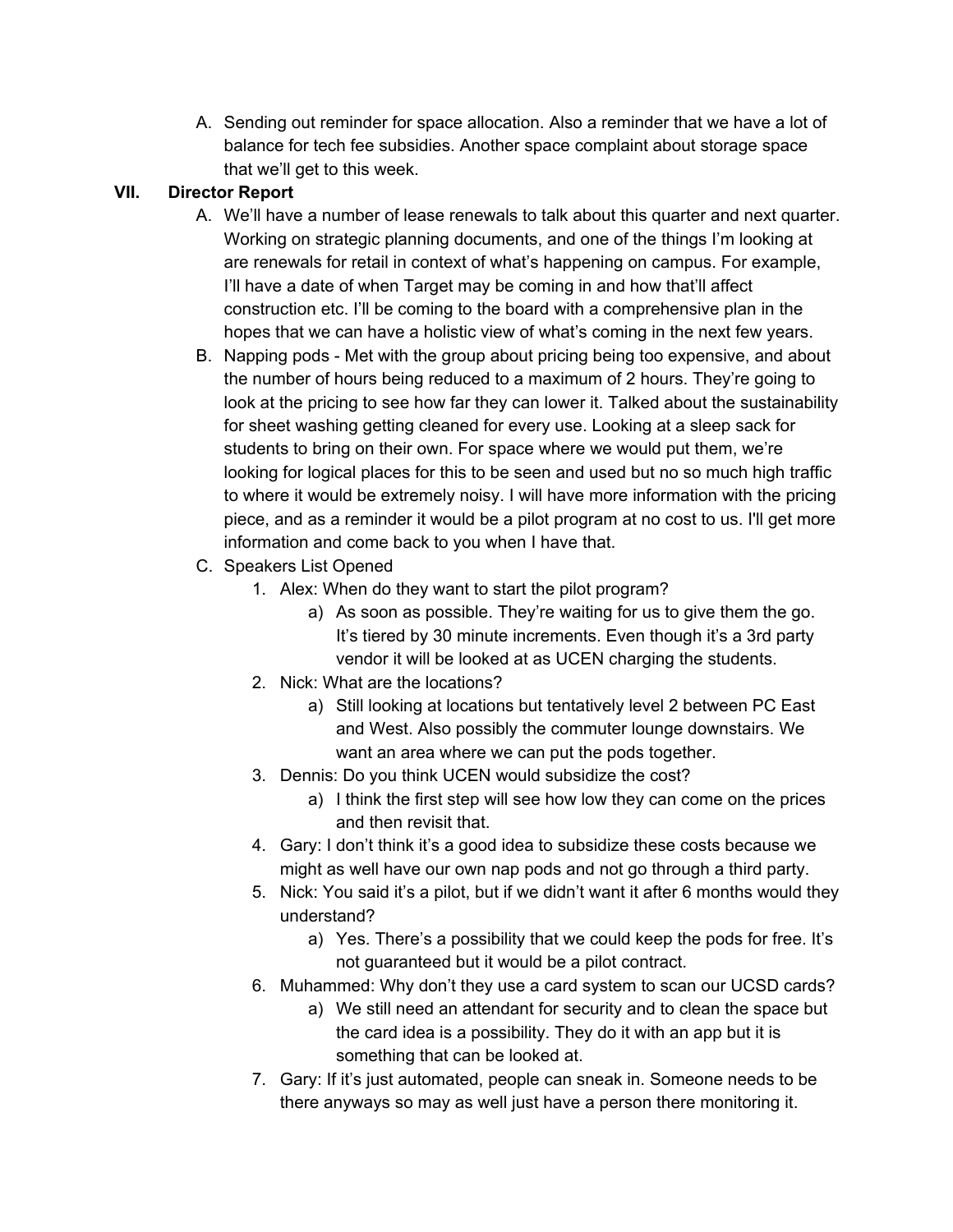A. Sending out reminder for space allocation. Also a reminder that we have a lot of balance for tech fee subsidies. Another space complaint about storage space that we'll get to this week.

## VII. Director Report

A. We'll have a number of lease renewals to talk about this quarter and next quarter. Working on strategic planning documents, and one of the things I'm looking at are renewals for retail in context of what's happening on campus. For example, I'll have a date of when Target may be coming in and how that'll affect construction etc. I'll be coming to the board with a comprehensive plan in the hopes that we can have a holistic view of what's coming in the next few years.

B. Napping pods - Met with the group about pricing being too expensive, and about the number of hours being reduced to a maximum of 2 hours. They're going to look at the pricing to see how far they can lower it. Talked about the sustainability for sheet washing getting cleaned for every use. Looking at a sleep sack for students to bring on their own. For space where we would put them, we're looking for logical places for this to be seen and used but no so much high traffic to where it would be extremely noisy. I will have more information with the pricing piece, and as a reminder it would be a pilot program at no cost to us. I'll get more information and come back to you when I have that.

C. Speakers List Opened

1. Alex: When do they want to start the pilot program?
   a) As soon as possible. They're waiting for us to give them the go. It's tiered by 30 minute increments. Even though it's a 3rd party vendor it will be looked at as UCEN charging the students.
2. Nick: What are the locations?
   a) Still looking at locations but tentatively level 2 between PC East and West. Also possibly the commuter lounge downstairs. We want an area where we can put the pods together.
3. Dennis: Do you think UCEN would subsidize the cost?
   a) I think the first step will see how low they can come on the prices and then revisit that.
4. Gary: I don't think it's a good idea to subsidize these costs because we might as well have our own nap pods and not go through a third party.
5. Nick: You said it's a pilot, but if we didn't want it after 6 months would they understand?
   a) Yes. There's a possibility that we could keep the pods for free. It's not guaranteed but it would be a pilot contract.
6. Muhammed: Why don't they use a card system to scan our UCSD cards?
   a) We still need an attendant for security and to clean the space but the card idea is a possibility. They do it with an app but it is something that can be looked at.
7. Gary: If it's just automated, people can sneak in. Someone needs to be there anyways so may as well just have a person there monitoring it.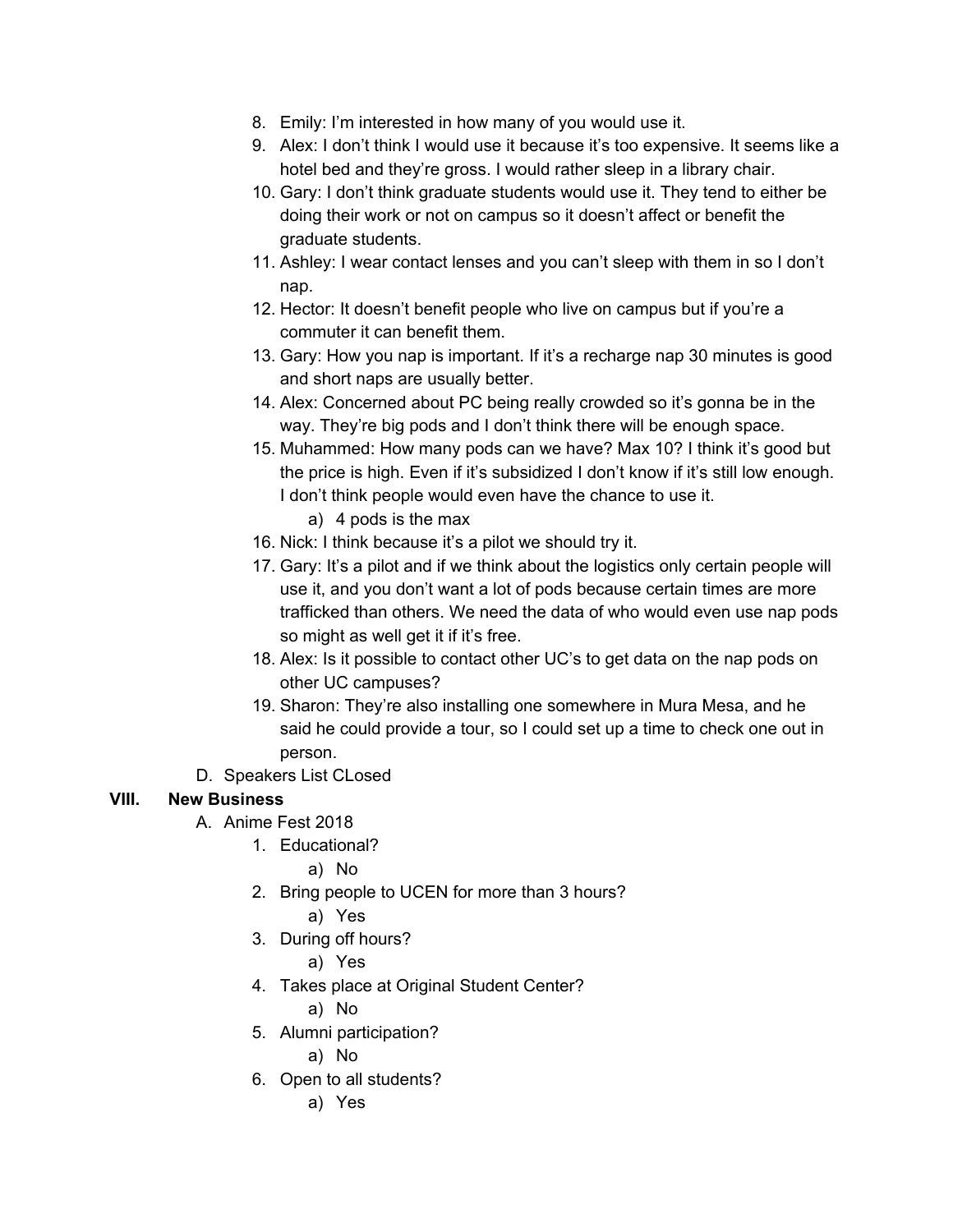8. Emily: I'm interested in how many of you would use it.
9. Alex: I don't think I would use it because it's too expensive. It seems like a hotel bed and they're gross. I would rather sleep in a library chair.
10. Gary: I don't think graduate students would use it. They tend to either be doing their work or not on campus so it doesn't affect or benefit the graduate students.
11. Ashley: I wear contact lenses and you can't sleep with them in so I don't nap.
12. Hector: It doesn't benefit people who live on campus but if you're a commuter it can benefit them.
13. Gary: How you nap is important. If it's a recharge nap 30 minutes is good and short naps are usually better.
14. Alex: Concerned about PC being really crowded so it's gonna be in the way. They're big pods and I don't think there will be enough space.
15. Muhammed: How many pods can we have? Max 10? I think it's good but the price is high. Even if it's subsidized I don't know if it's still low enough. I don't think people would even have the chance to use it.
    a) 4 pods is the max
16. Nick: I think because it's a pilot we should try it.
17. Gary: It's a pilot and if we think about the logistics only certain people will use it, and you don't want a lot of pods because certain times are more trafficked than others. We need the data of who would even use nap pods so might as well get it if it's free.
18. Alex: Is it possible to contact other UC's to get data on the nap pods on other UC campuses?
19. Sharon: They're also installing one somewhere in Mura Mesa, and he said he could provide a tour, so I could set up a time to check one out in person.

D. Speakers List CLosed

## VIII. New Business

A. Anime Fest 2018

1. Educational?
    a) No
2. Bring people to UCEN for more than 3 hours?
    a) Yes
3. During off hours?
    a) Yes
4. Takes place at Original Student Center?
    a) No
5. Alumni participation?
    a) No
6. Open to all students?
    a) Yes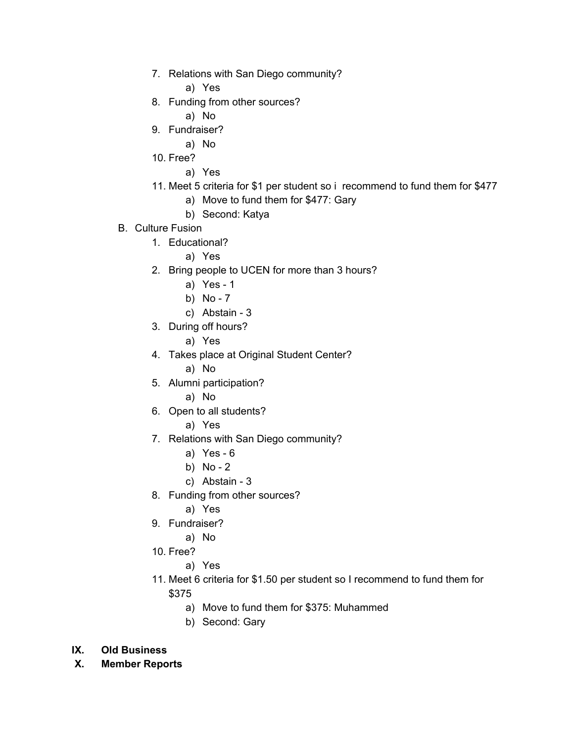7. Relations with San Diego community?
    a) Yes
8. Funding from other sources?
    a) No
9. Fundraiser?
    a) No
10. Free?
    a) Yes
11. Meet 5 criteria for $1 per student so i  recommend to fund them for $477
    a) Move to fund them for $477: Gary
    b) Second: Katya

B. Culture Fusion

1. Educational?
    a) Yes
2. Bring people to UCEN for more than 3 hours?
    a) Yes - 1
    b) No - 7
    c) Abstain - 3
3. During off hours?
    a) Yes
4. Takes place at Original Student Center?
    a) No
5. Alumni participation?
    a) No
6. Open to all students?
    a) Yes
7. Relations with San Diego community?
    a) Yes - 6
    b) No - 2
    c) Abstain - 3
8. Funding from other sources?
    a) Yes
9. Fundraiser?
    a) No
10. Free?
    a) Yes
11. Meet 6 criteria for $1.50 per student so I recommend to fund them for $375
    a) Move to fund them for $375: Muhammed
    b) Second: Gary

## IX. Old Business

## X. Member Reports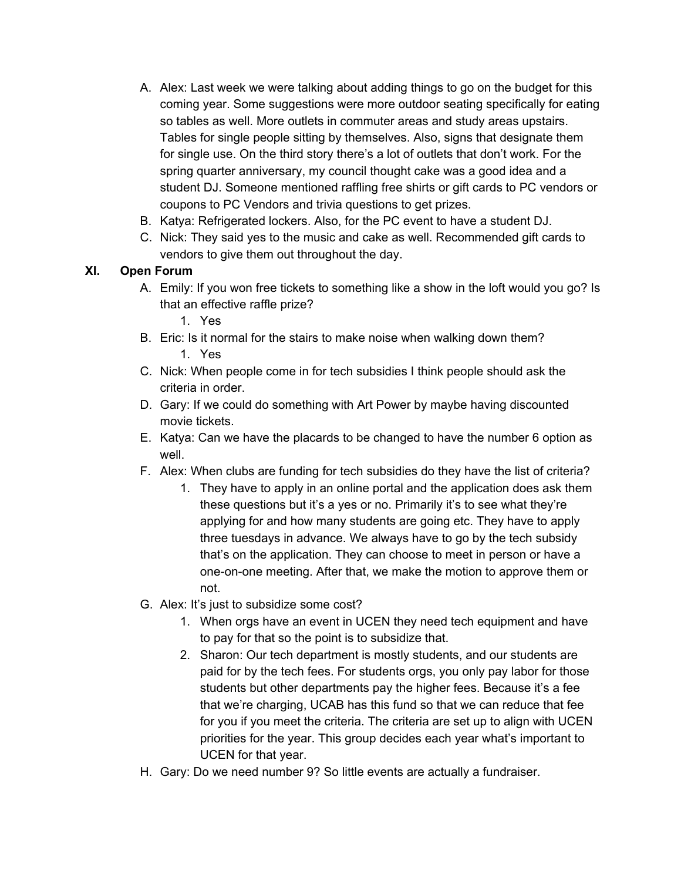A. Alex: Last week we were talking about adding things to go on the budget for this coming year. Some suggestions were more outdoor seating specifically for eating so tables as well. More outlets in commuter areas and study areas upstairs. Tables for single people sitting by themselves. Also, signs that designate them for single use. On the third story there's a lot of outlets that don't work. For the spring quarter anniversary, my council thought cake was a good idea and a student DJ. Someone mentioned raffling free shirts or gift cards to PC vendors or coupons to PC Vendors and trivia questions to get prizes.

B. Katya: Refrigerated lockers. Also, for the PC event to have a student DJ.

C. Nick: They said yes to the music and cake as well. Recommended gift cards to vendors to give them out throughout the day.

**XI. Open Forum**

A. Emily: If you won free tickets to something like a show in the loft would you go? Is that an effective raffle prize?
   1. Yes

B. Eric: Is it normal for the stairs to make noise when walking down them?
   1. Yes

C. Nick: When people come in for tech subsidies I think people should ask the criteria in order.

D. Gary: If we could do something with Art Power by maybe having discounted movie tickets.

E. Katya: Can we have the placards to be changed to have the number 6 option as well.

F. Alex: When clubs are funding for tech subsidies do they have the list of criteria?
   1. They have to apply in an online portal and the application does ask them these questions but it's a yes or no. Primarily it's to see what they're applying for and how many students are going etc. They have to apply three tuesdays in advance. We always have to go by the tech subsidy that's on the application. They can choose to meet in person or have a one-on-one meeting. After that, we make the motion to approve them or not.

G. Alex: It's just to subsidize some cost?
   1. When orgs have an event in UCEN they need tech equipment and have to pay for that so the point is to subsidize that.
   2. Sharon: Our tech department is mostly students, and our students are paid for by the tech fees. For students orgs, you only pay labor for those students but other departments pay the higher fees. Because it's a fee that we're charging, UCAB has this fund so that we can reduce that fee for you if you meet the criteria. The criteria are set up to align with UCEN priorities for the year. This group decides each year what's important to UCEN for that year.

H. Gary: Do we need number 9? So little events are actually a fundraiser.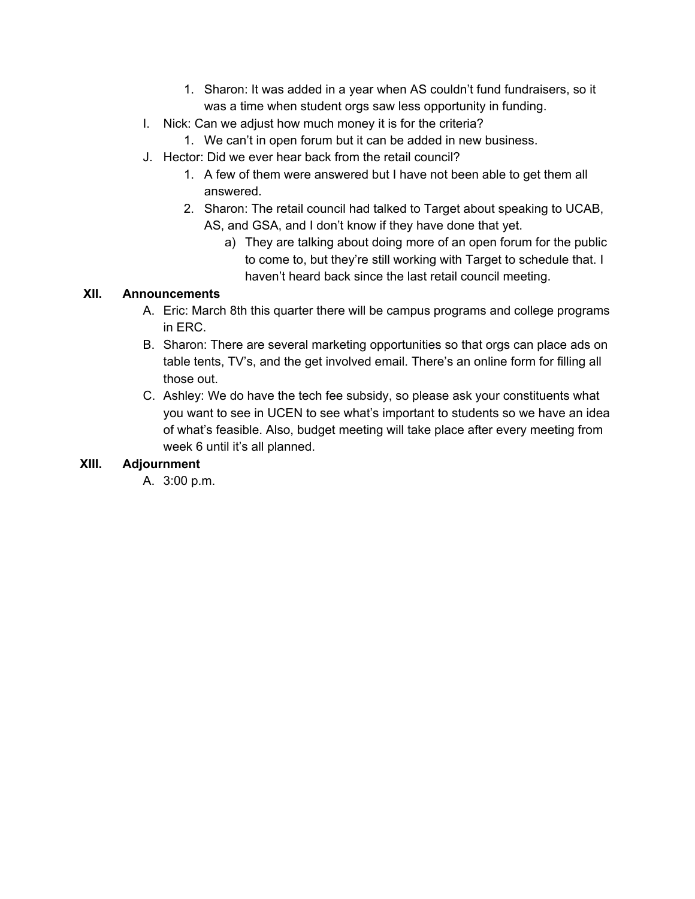1. Sharon: It was added in a year when AS couldn't fund fundraisers, so it was a time when student orgs saw less opportunity in funding.

I. Nick: Can we adjust how much money it is for the criteria?
   1. We can't in open forum but it can be added in new business.

J. Hector: Did we ever hear back from the retail council?
   1. A few of them were answered but I have not been able to get them all answered.
   2. Sharon: The retail council had talked to Target about speaking to UCAB, AS, and GSA, and I don't know if they have done that yet.
      a) They are talking about doing more of an open forum for the public to come to, but they're still working with Target to schedule that. I haven't heard back since the last retail council meeting.

## XII. Announcements

A. Eric: March 8th this quarter there will be campus programs and college programs in ERC.

B. Sharon: There are several marketing opportunities so that orgs can place ads on table tents, TV's, and the get involved email. There's an online form for filling all those out.

C. Ashley: We do have the tech fee subsidy, so please ask your constituents what you want to see in UCEN to see what's important to students so we have an idea of what's feasible. Also, budget meeting will take place after every meeting from week 6 until it's all planned.

## XIII. Adjournment

A. 3:00 p.m.